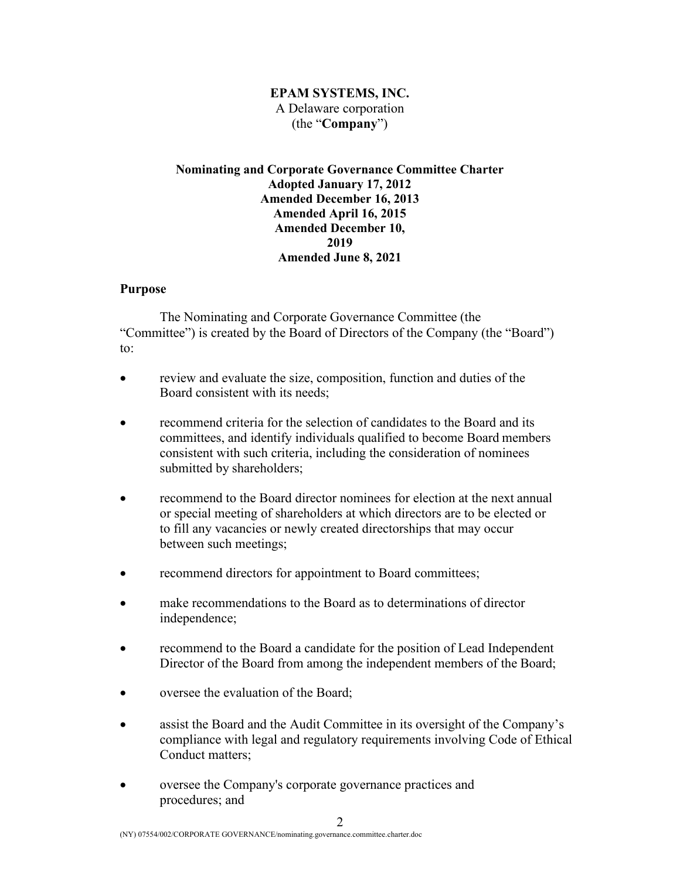**EPAM SYSTEMS, INC.**
A Delaware corporation
(the "**Company**")

**Nominating and Corporate Governance Committee Charter**
**Adopted January 17, 2012**
**Amended December 16, 2013**
**Amended April 16, 2015**
**Amended December 10, 2019**
**Amended June 8, 2021**

## Purpose

The Nominating and Corporate Governance Committee (the "Committee") is created by the Board of Directors of the Company (the "Board") to:

- review and evaluate the size, composition, function and duties of the Board consistent with its needs;
- recommend criteria for the selection of candidates to the Board and its committees, and identify individuals qualified to become Board members consistent with such criteria, including the consideration of nominees submitted by shareholders;
- recommend to the Board director nominees for election at the next annual or special meeting of shareholders at which directors are to be elected or to fill any vacancies or newly created directorships that may occur between such meetings;
- recommend directors for appointment to Board committees;
- make recommendations to the Board as to determinations of director independence;
- recommend to the Board a candidate for the position of Lead Independent Director of the Board from among the independent members of the Board;
- oversee the evaluation of the Board;
- assist the Board and the Audit Committee in its oversight of the Company's compliance with legal and regulatory requirements involving Code of Ethical Conduct matters;
- oversee the Company's corporate governance practices and procedures; and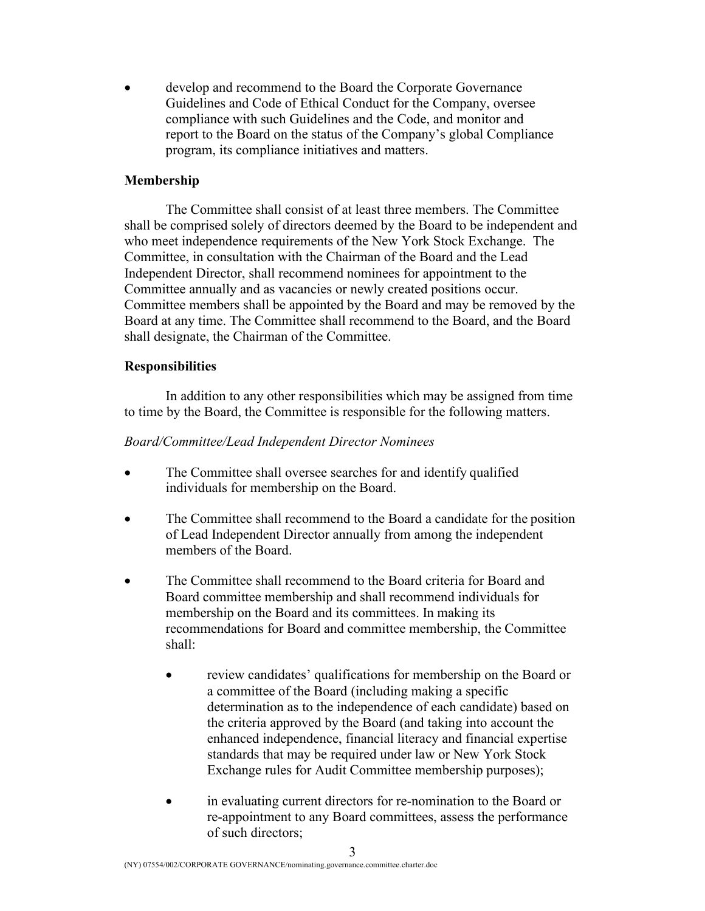- develop and recommend to the Board the Corporate Governance Guidelines and Code of Ethical Conduct for the Company, oversee compliance with such Guidelines and the Code, and monitor and report to the Board on the status of the Company's global Compliance program, its compliance initiatives and matters.

**Membership**

The Committee shall consist of at least three members. The Committee shall be comprised solely of directors deemed by the Board to be independent and who meet independence requirements of the New York Stock Exchange. The Committee, in consultation with the Chairman of the Board and the Lead Independent Director, shall recommend nominees for appointment to the Committee annually and as vacancies or newly created positions occur. Committee members shall be appointed by the Board and may be removed by the Board at any time. The Committee shall recommend to the Board, and the Board shall designate, the Chairman of the Committee.

**Responsibilities**

In addition to any other responsibilities which may be assigned from time to time by the Board, the Committee is responsible for the following matters.

*Board/Committee/Lead Independent Director Nominees*

- The Committee shall oversee searches for and identify qualified individuals for membership on the Board.
- The Committee shall recommend to the Board a candidate for the position of Lead Independent Director annually from among the independent members of the Board.
- The Committee shall recommend to the Board criteria for Board and Board committee membership and shall recommend individuals for membership on the Board and its committees. In making its recommendations for Board and committee membership, the Committee shall:
  - review candidates' qualifications for membership on the Board or a committee of the Board (including making a specific determination as to the independence of each candidate) based on the criteria approved by the Board (and taking into account the enhanced independence, financial literacy and financial expertise standards that may be required under law or New York Stock Exchange rules for Audit Committee membership purposes);
  - in evaluating current directors for re-nomination to the Board or re-appointment to any Board committees, assess the performance of such directors;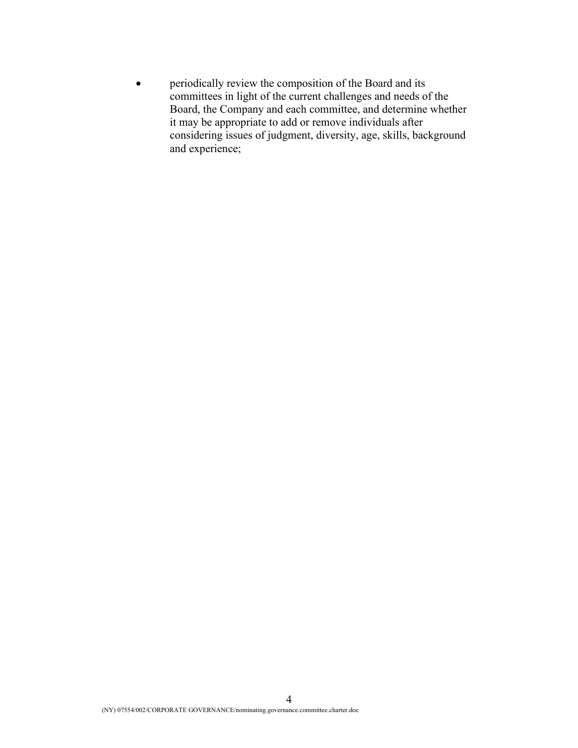- periodically review the composition of the Board and its committees in light of the current challenges and needs of the Board, the Company and each committee, and determine whether it may be appropriate to add or remove individuals after considering issues of judgment, diversity, age, skills, background and experience;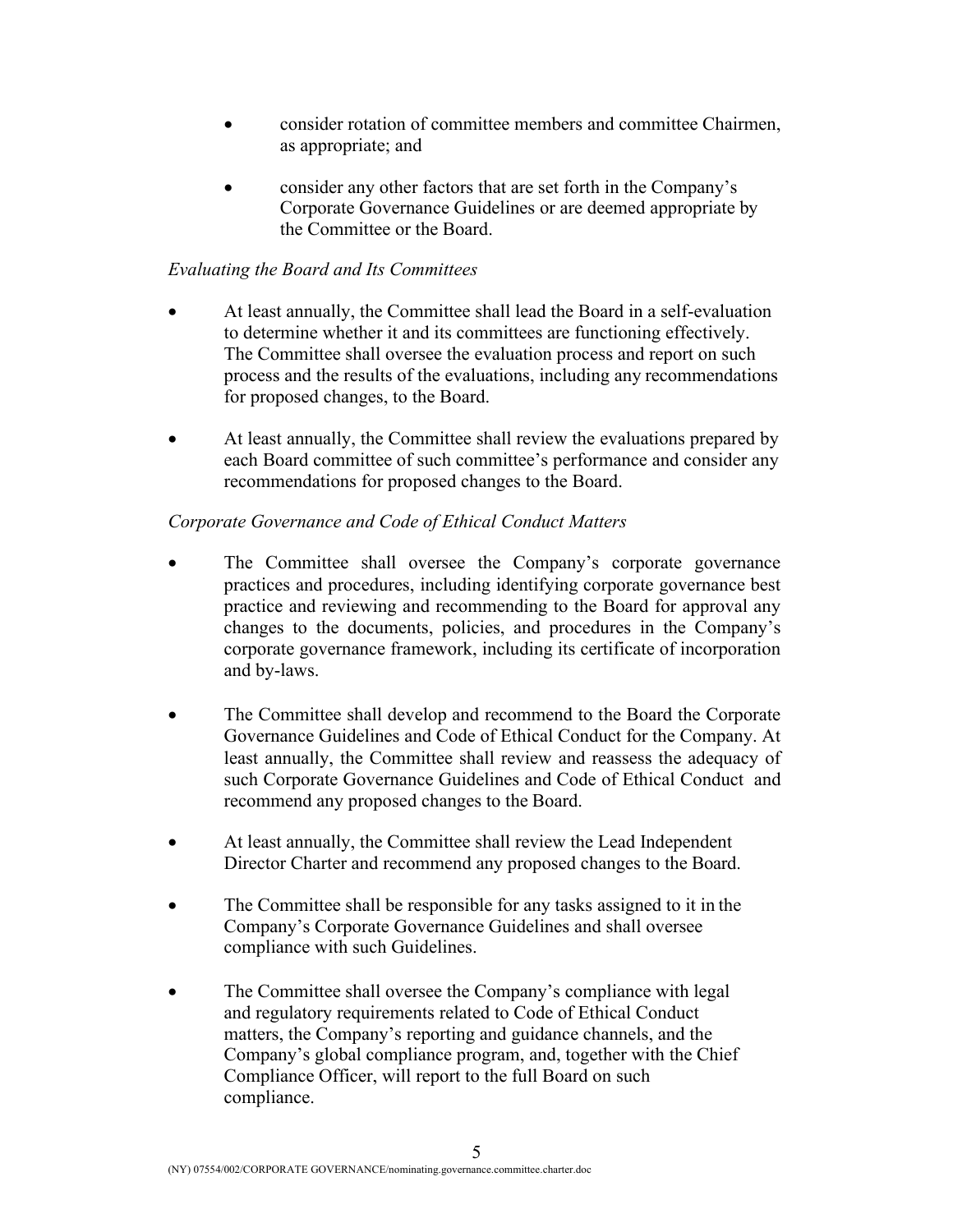- consider rotation of committee members and committee Chairmen, as appropriate; and
- consider any other factors that are set forth in the Company's Corporate Governance Guidelines or are deemed appropriate by the Committee or the Board.

*Evaluating the Board and Its Committees*

- At least annually, the Committee shall lead the Board in a self-evaluation to determine whether it and its committees are functioning effectively. The Committee shall oversee the evaluation process and report on such process and the results of the evaluations, including any recommendations for proposed changes, to the Board.
- At least annually, the Committee shall review the evaluations prepared by each Board committee of such committee's performance and consider any recommendations for proposed changes to the Board.

*Corporate Governance and Code of Ethical Conduct Matters*

- The Committee shall oversee the Company's corporate governance practices and procedures, including identifying corporate governance best practice and reviewing and recommending to the Board for approval any changes to the documents, policies, and procedures in the Company's corporate governance framework, including its certificate of incorporation and by-laws.
- The Committee shall develop and recommend to the Board the Corporate Governance Guidelines and Code of Ethical Conduct for the Company. At least annually, the Committee shall review and reassess the adequacy of such Corporate Governance Guidelines and Code of Ethical Conduct and recommend any proposed changes to the Board.
- At least annually, the Committee shall review the Lead Independent Director Charter and recommend any proposed changes to the Board.
- The Committee shall be responsible for any tasks assigned to it in the Company's Corporate Governance Guidelines and shall oversee compliance with such Guidelines.
- The Committee shall oversee the Company's compliance with legal and regulatory requirements related to Code of Ethical Conduct matters, the Company's reporting and guidance channels, and the Company's global compliance program, and, together with the Chief Compliance Officer, will report to the full Board on such compliance.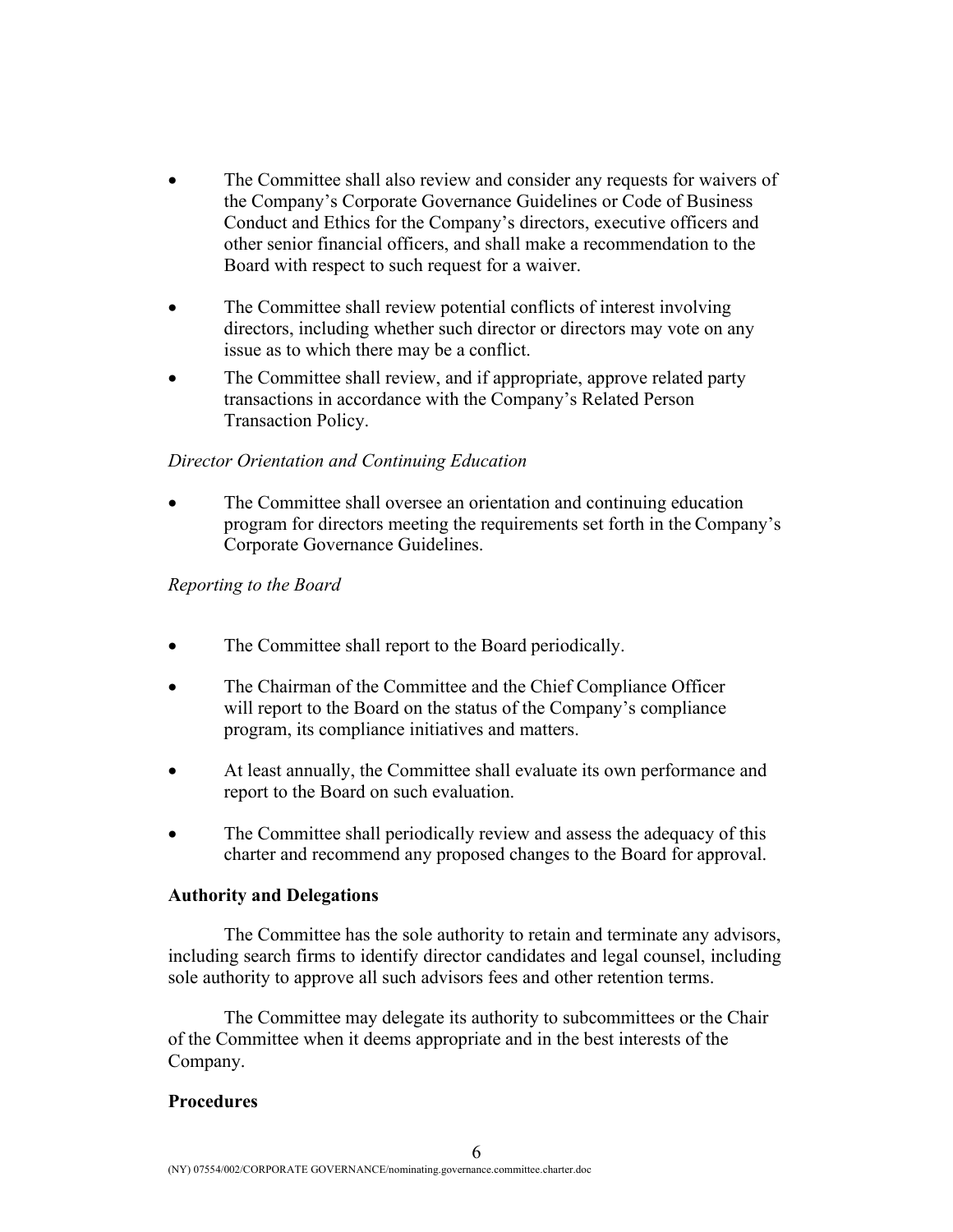- The Committee shall also review and consider any requests for waivers of the Company's Corporate Governance Guidelines or Code of Business Conduct and Ethics for the Company's directors, executive officers and other senior financial officers, and shall make a recommendation to the Board with respect to such request for a waiver.

- The Committee shall review potential conflicts of interest involving directors, including whether such director or directors may vote on any issue as to which there may be a conflict.
- The Committee shall review, and if appropriate, approve related party transactions in accordance with the Company's Related Person Transaction Policy.

*Director Orientation and Continuing Education*

- The Committee shall oversee an orientation and continuing education program for directors meeting the requirements set forth in the Company's Corporate Governance Guidelines.

*Reporting to the Board*

- The Committee shall report to the Board periodically.

- The Chairman of the Committee and the Chief Compliance Officer will report to the Board on the status of the Company's compliance program, its compliance initiatives and matters.

- At least annually, the Committee shall evaluate its own performance and report to the Board on such evaluation.

- The Committee shall periodically review and assess the adequacy of this charter and recommend any proposed changes to the Board for approval.

**Authority and Delegations**

The Committee has the sole authority to retain and terminate any advisors, including search firms to identify director candidates and legal counsel, including sole authority to approve all such advisors fees and other retention terms.

The Committee may delegate its authority to subcommittees or the Chair of the Committee when it deems appropriate and in the best interests of the Company.

**Procedures**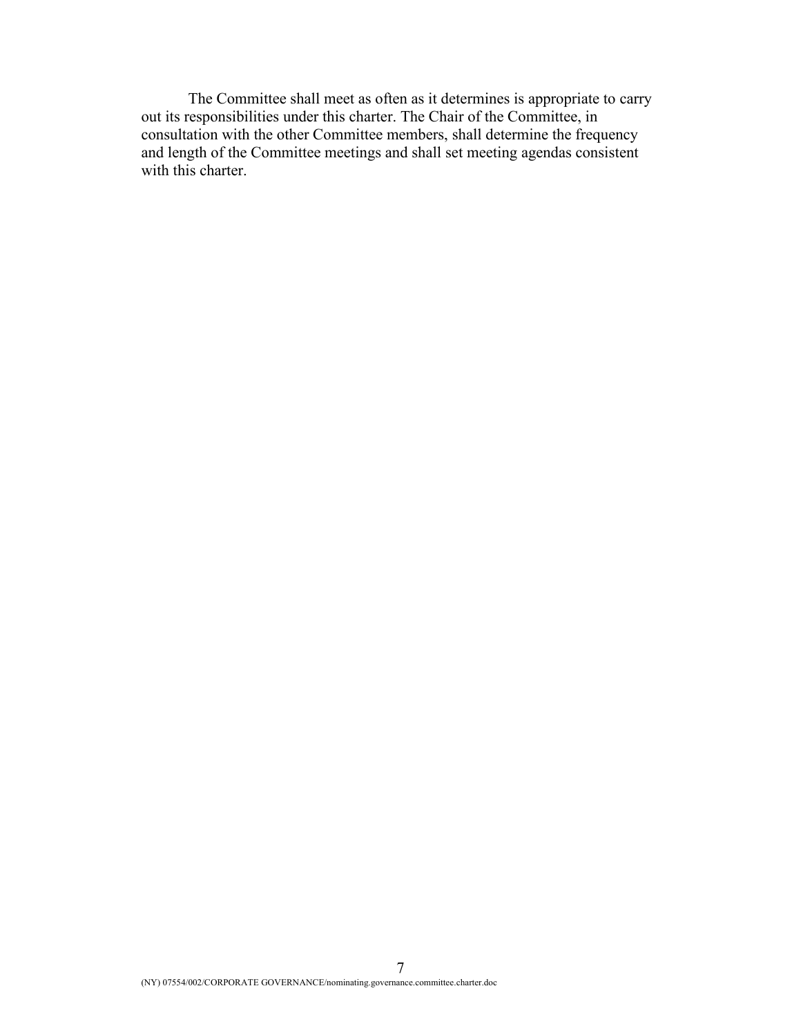The Committee shall meet as often as it determines is appropriate to carry out its responsibilities under this charter. The Chair of the Committee, in consultation with the other Committee members, shall determine the frequency and length of the Committee meetings and shall set meeting agendas consistent with this charter.